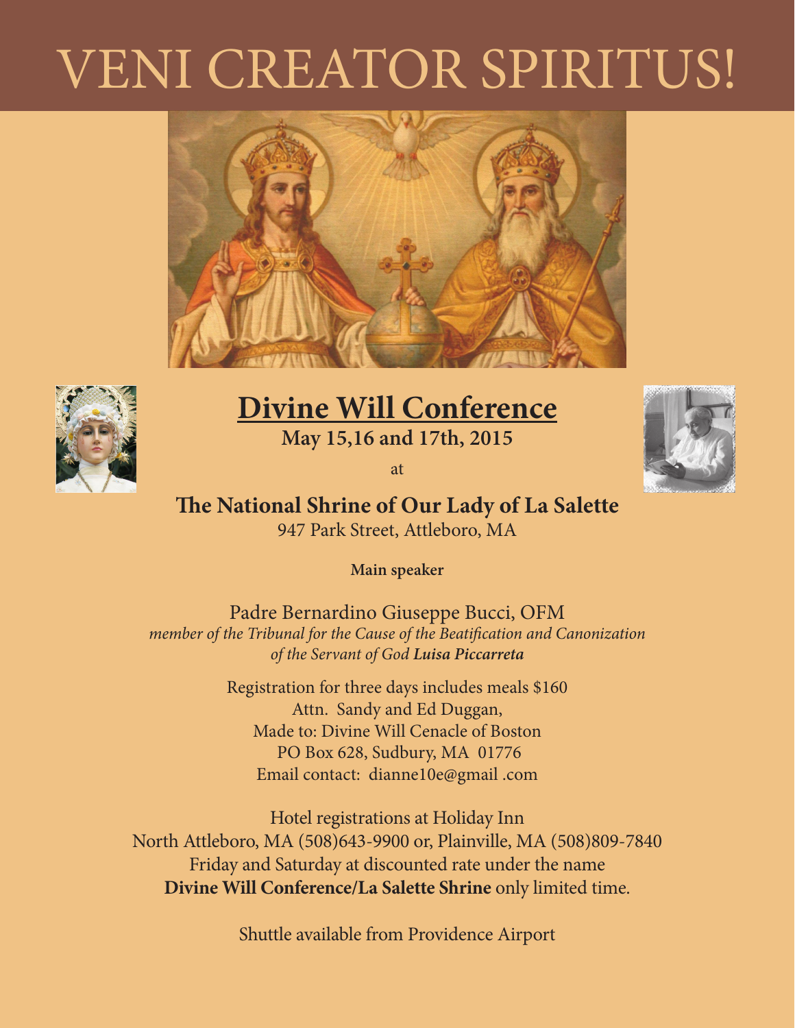# VENI CREATOR SPIRITUS!

## Divine Will Conference

**May 15,16 and 17th, 2015**

at

**The National Shrine of Our Lady of La Salette**

947 Park Street, Attleboro, MA

**Main speaker**

Padre Bernardino Giuseppe Bucci, OFM

*member of the Tribunal for the Cause of the Beatification and Canonization of the Servant of God **Luisa Piccarreta***

Registration for three days includes meals $160
Attn. Sandy and Ed Duggan,
Made to: Divine Will Cenacle of Boston
PO Box 628, Sudbury, MA 01776
Email contact: dianne10e@gmail .com

Hotel registrations at Holiday Inn
North Attleboro, MA (508)643-9900 or, Plainville, MA (508)809-7840
Friday and Saturday at discounted rate under the name
**Divine Will Conference/La Salette Shrine** only limited time.

Shuttle available from Providence Airport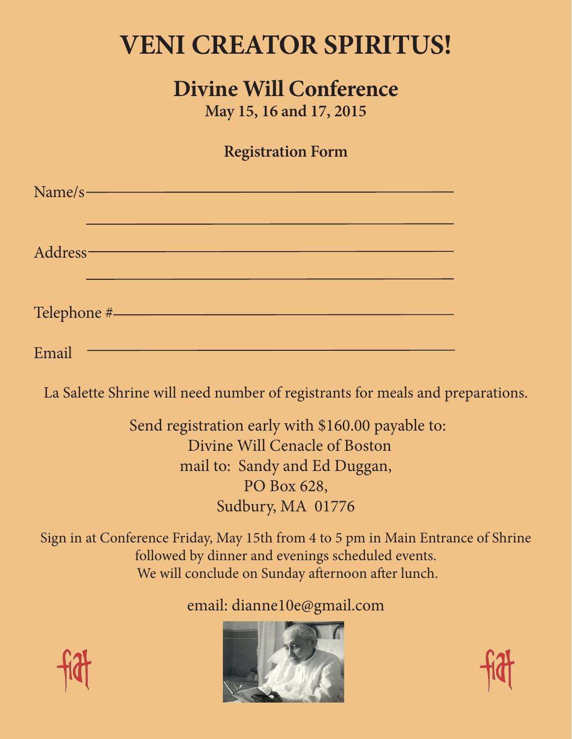# VENI CREATOR SPIRITUS!

## Divine Will Conference

**May 15, 16 and 17, 2015**

### Registration Form

Name/s ______________________________________________

______________________________________________

Address ______________________________________________

______________________________________________

Telephone # ______________________________________________

Email ______________________________________________

La Salette Shrine will need number of registrants for meals and preparations.

Send registration early with $160.00 payable to:
Divine Will Cenacle of Boston
mail to: Sandy and Ed Duggan,
PO Box 628,
Sudbury, MA 01776

Sign in at Conference Friday, May 15th from 4 to 5 pm in Main Entrance of Shrine
followed by dinner and evenings scheduled events.
We will conclude on Sunday afternoon after lunch.

email: dianne10e@gmail.com

fiat fiat